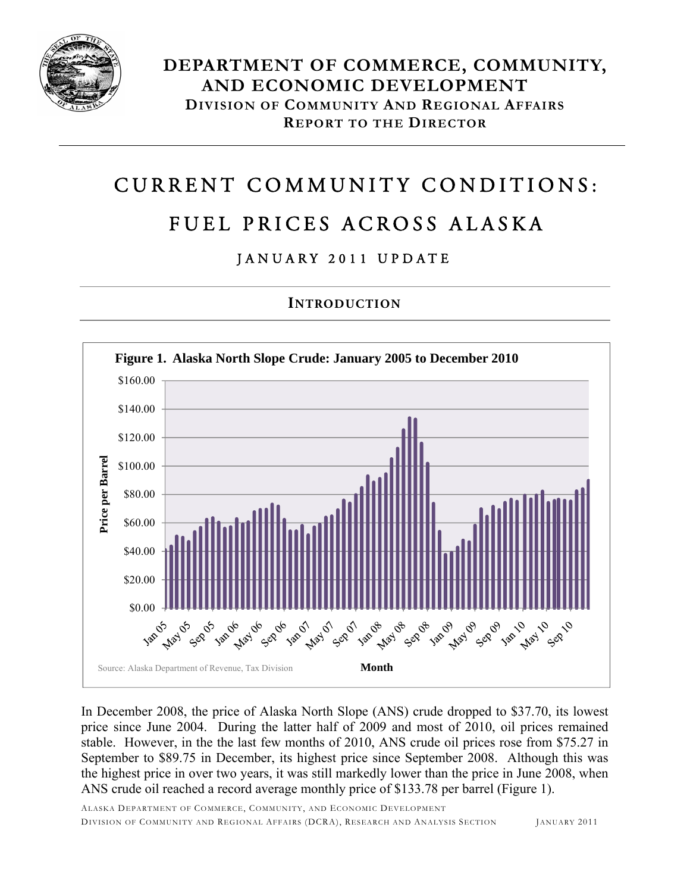# DEPARTMENT OF COMMERCE, COMMUNITY, AND ECONOMIC DEVELOPMENT

## DIVISION OF COMMUNITY AND REGIONAL AFFAIRS

### REPORT TO THE DIRECTOR

# CURRENT COMMUNITY CONDITIONS: FUEL PRICES ACROSS ALASKA

## JANUARY 2011 UPDATE

## INTRODUCTION

**Figure 1. Alaska North Slope Crude: January 2005 to December 2010**

Source: Alaska Department of Revenue, Tax Division

In December 2008, the price of Alaska North Slope (ANS) crude dropped to $37.70, its lowest price since June 2004. During the latter half of 2009 and most of 2010, oil prices remained stable. However, in the the last few months of 2010, ANS crude oil prices rose from $75.27 in September to $89.75 in December, its highest price since September 2008. Although this was the highest price in over two years, it was still markedly lower than the price in June 2008, when ANS crude oil reached a record average monthly price of $133.78 per barrel (Figure 1).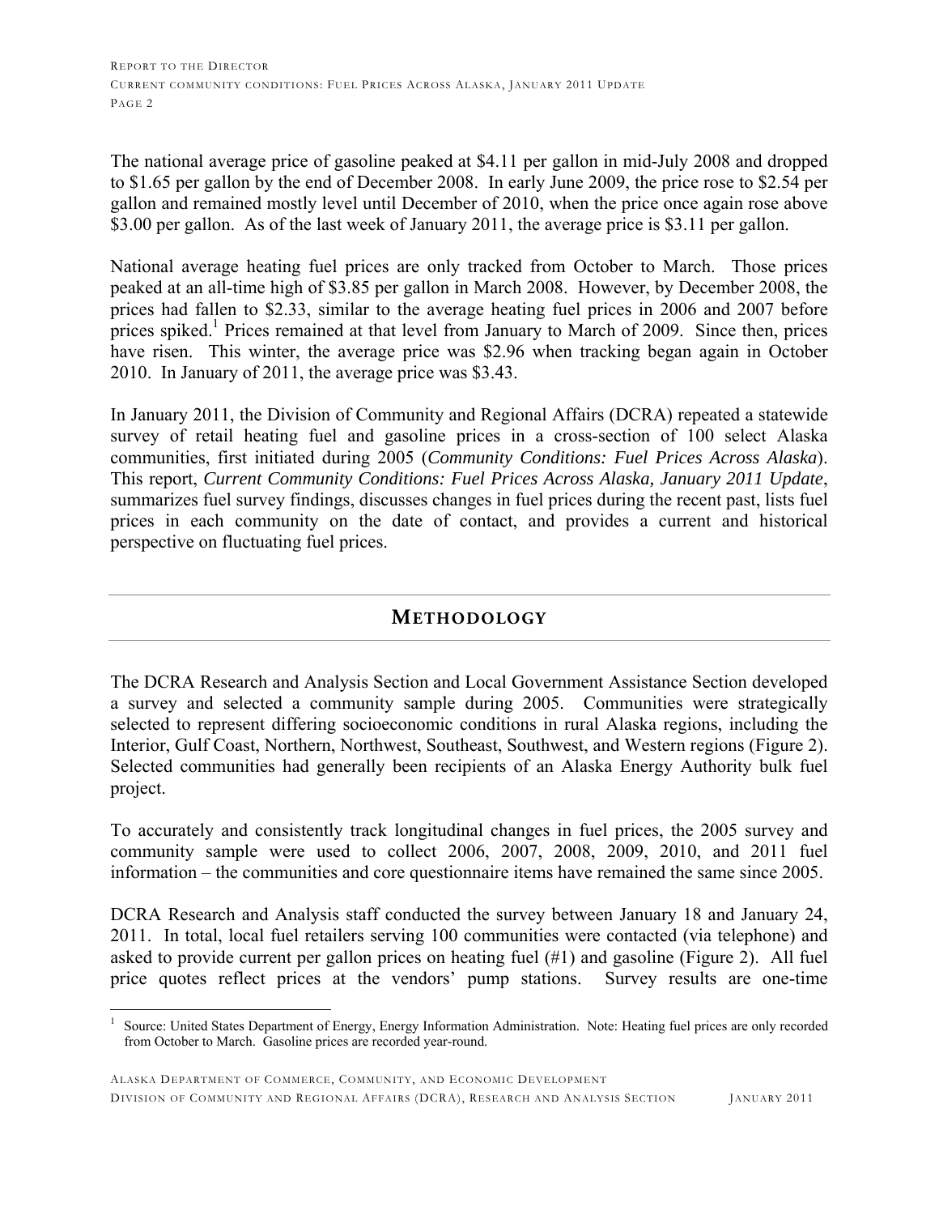The national average price of gasoline peaked at $4.11 per gallon in mid-July 2008 and dropped to $1.65 per gallon by the end of December 2008. In early June 2009, the price rose to $2.54 per gallon and remained mostly level until December of 2010, when the price once again rose above $3.00 per gallon. As of the last week of January 2011, the average price is $3.11 per gallon.

National average heating fuel prices are only tracked from October to March. Those prices peaked at an all-time high of $3.85 per gallon in March 2008. However, by December 2008, the prices had fallen to $2.33, similar to the average heating fuel prices in 2006 and 2007 before prices spiked.[1] Prices remained at that level from January to March of 2009. Since then, prices have risen. This winter, the average price was $2.96 when tracking began again in October 2010. In January of 2011, the average price was $3.43.

In January 2011, the Division of Community and Regional Affairs (DCRA) repeated a statewide survey of retail heating fuel and gasoline prices in a cross-section of 100 select Alaska communities, first initiated during 2005 (*Community Conditions: Fuel Prices Across Alaska*). This report, *Current Community Conditions: Fuel Prices Across Alaska, January 2011 Update*, summarizes fuel survey findings, discusses changes in fuel prices during the recent past, lists fuel prices in each community on the date of contact, and provides a current and historical perspective on fluctuating fuel prices.

## METHODOLOGY

The DCRA Research and Analysis Section and Local Government Assistance Section developed a survey and selected a community sample during 2005. Communities were strategically selected to represent differing socioeconomic conditions in rural Alaska regions, including the Interior, Gulf Coast, Northern, Northwest, Southeast, Southwest, and Western regions (Figure 2). Selected communities had generally been recipients of an Alaska Energy Authority bulk fuel project.

To accurately and consistently track longitudinal changes in fuel prices, the 2005 survey and community sample were used to collect 2006, 2007, 2008, 2009, 2010, and 2011 fuel information – the communities and core questionnaire items have remained the same since 2005.

DCRA Research and Analysis staff conducted the survey between January 18 and January 24, 2011. In total, local fuel retailers serving 100 communities were contacted (via telephone) and asked to provide current per gallon prices on heating fuel (#1) and gasoline (Figure 2). All fuel price quotes reflect prices at the vendors' pump stations. Survey results are one-time

[1] Source: United States Department of Energy, Energy Information Administration. Note: Heating fuel prices are only recorded from October to March. Gasoline prices are recorded year-round.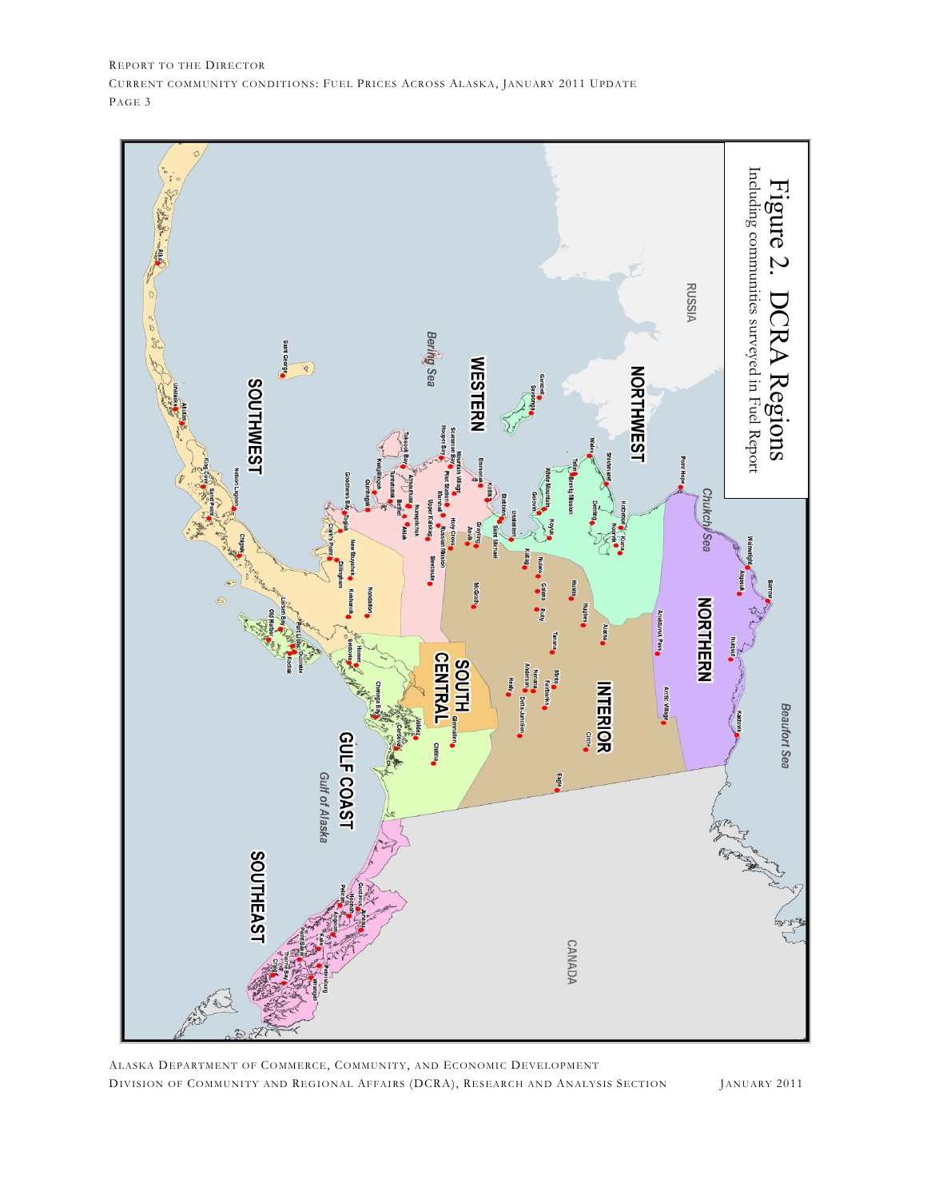Figure 2. DCRA Regions
Including communities surveyed in Fuel Report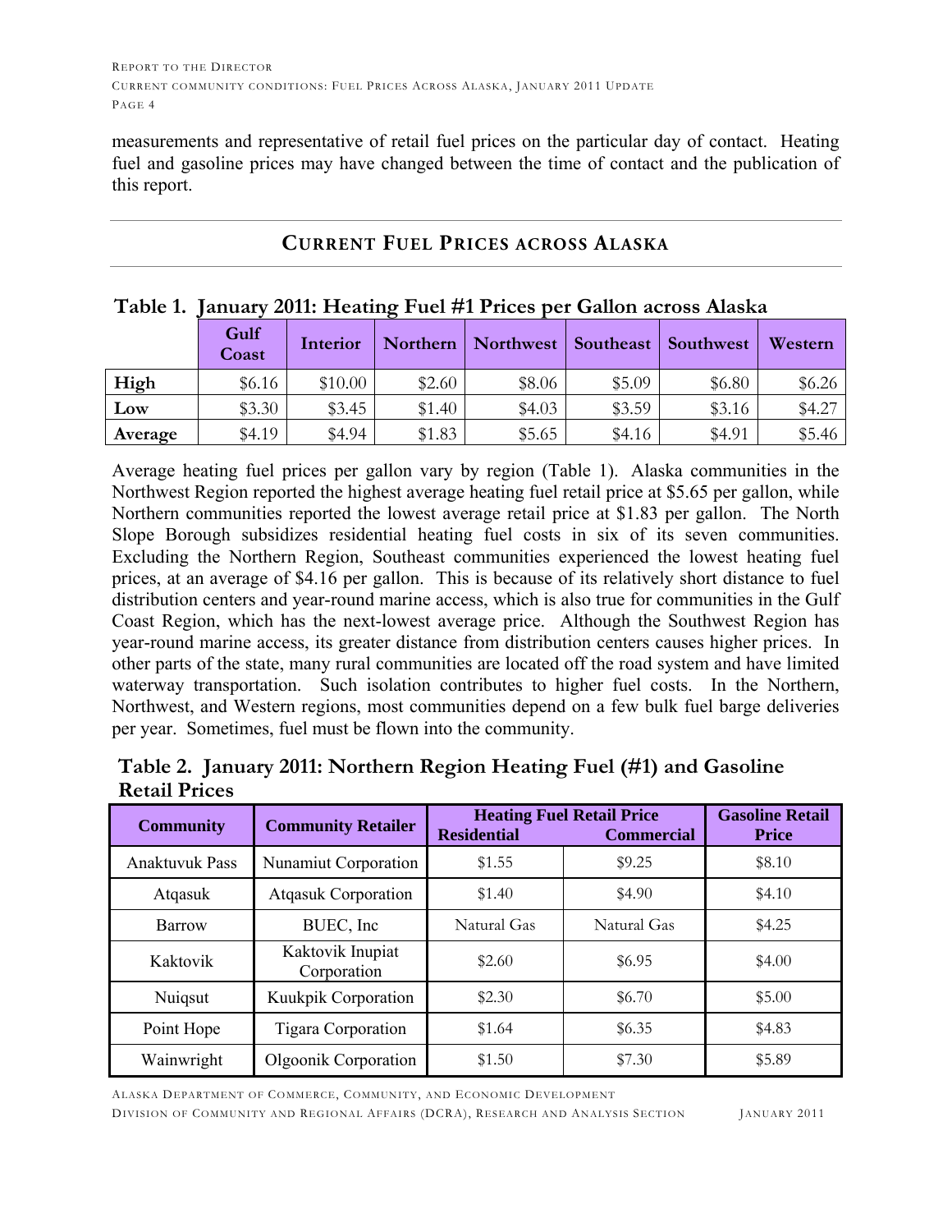measurements and representative of retail fuel prices on the particular day of contact. Heating fuel and gasoline prices may have changed between the time of contact and the publication of this report.

## CURRENT FUEL PRICES ACROSS ALASKA

**Table 1. January 2011: Heating Fuel #1 Prices per Gallon across Alaska**

| | Gulf Coast | Interior | Northern | Northwest | Southeast | Southwest | Western |
|---|---|---|---|---|---|---|---|
| **High** | $6.16 | $10.00 | $2.60 | $8.06 | $5.09 | $6.80 | $6.26 |
| **Low** | $3.30 | $3.45 | $1.40 | $4.03 | $3.59 | $3.16 | $4.27 |
| **Average** | $4.19 | $4.94 | $1.83 | $5.65 | $4.16 | $4.91 | $5.46 |

Average heating fuel prices per gallon vary by region (Table 1). Alaska communities in the Northwest Region reported the highest average heating fuel retail price at $5.65 per gallon, while Northern communities reported the lowest average retail price at $1.83 per gallon. The North Slope Borough subsidizes residential heating fuel costs in six of its seven communities. Excluding the Northern Region, Southeast communities experienced the lowest heating fuel prices, at an average of $4.16 per gallon. This is because of its relatively short distance to fuel distribution centers and year-round marine access, which is also true for communities in the Gulf Coast Region, which has the next-lowest average price. Although the Southwest Region has year-round marine access, its greater distance from distribution centers causes higher prices. In other parts of the state, many rural communities are located off the road system and have limited waterway transportation. Such isolation contributes to higher fuel costs. In the Northern, Northwest, and Western regions, most communities depend on a few bulk fuel barge deliveries per year. Sometimes, fuel must be flown into the community.

**Table 2. January 2011: Northern Region Heating Fuel (#1) and Gasoline Retail Prices**

| Community | Community Retailer | Heating Fuel Retail Price | | Gasoline Retail Price |
|---|---|---|---|---|
| | | Residential | Commercial | |
| Anaktuvuk Pass | Nunamiut Corporation | $1.55 | $9.25 | $8.10 |
| Atqasuk | Atqasuk Corporation | $1.40 | $4.90 | $4.10 |
| Barrow | BUEC, Inc | Natural Gas | Natural Gas | $4.25 |
| Kaktovik | Kaktovik Inupiat Corporation | $2.60 | $6.95 | $4.00 |
| Nuiqsut | Kuukpik Corporation | $2.30 | $6.70 | $5.00 |
| Point Hope | Tigara Corporation | $1.64 | $6.35 | $4.83 |
| Wainwright | Olgoonik Corporation | $1.50 | $7.30 | $5.89 |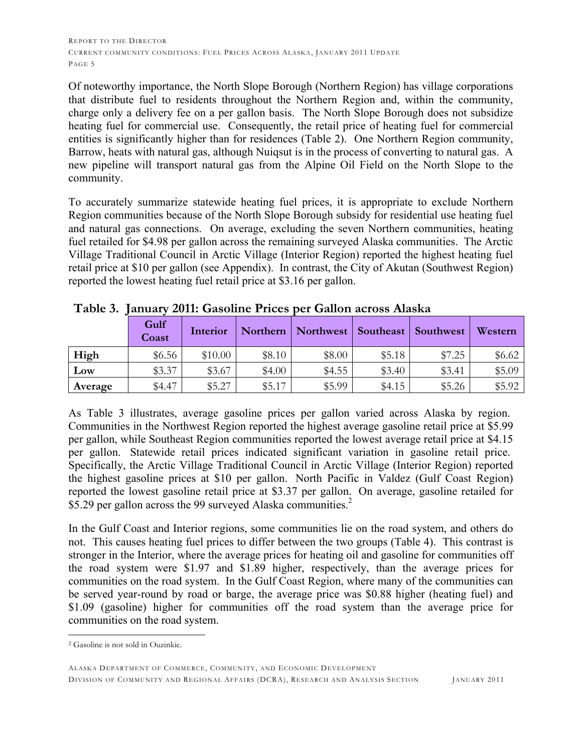Of noteworthy importance, the North Slope Borough (Northern Region) has village corporations that distribute fuel to residents throughout the Northern Region and, within the community, charge only a delivery fee on a per gallon basis. The North Slope Borough does not subsidize heating fuel for commercial use. Consequently, the retail price of heating fuel for commercial entities is significantly higher than for residences (Table 2). One Northern Region community, Barrow, heats with natural gas, although Nuiqsut is in the process of converting to natural gas. A new pipeline will transport natural gas from the Alpine Oil Field on the North Slope to the community.

To accurately summarize statewide heating fuel prices, it is appropriate to exclude Northern Region communities because of the North Slope Borough subsidy for residential use heating fuel and natural gas connections. On average, excluding the seven Northern communities, heating fuel retailed for $4.98 per gallon across the remaining surveyed Alaska communities. The Arctic Village Traditional Council in Arctic Village (Interior Region) reported the highest heating fuel retail price at $10 per gallon (see Appendix). In contrast, the City of Akutan (Southwest Region) reported the lowest heating fuel retail price at $3.16 per gallon.

**Table 3. January 2011: Gasoline Prices per Gallon across Alaska**

| | Gulf Coast | Interior | Northern | Northwest | Southeast | Southwest | Western |
|---|---|---|---|---|---|---|---|
| **High** | $6.56 | $10.00 | $8.10 | $8.00 | $5.18 | $7.25 | $6.62 |
| **Low** | $3.37 | $3.67 | $4.00 | $4.55 | $3.40 | $3.41 | $5.09 |
| **Average** | $4.47 | $5.27 | $5.17 | $5.99 | $4.15 | $5.26 | $5.92 |

As Table 3 illustrates, average gasoline prices per gallon varied across Alaska by region. Communities in the Northwest Region reported the highest average gasoline retail price at $5.99 per gallon, while Southeast Region communities reported the lowest average retail price at $4.15 per gallon. Statewide retail prices indicated significant variation in gasoline retail price. Specifically, the Arctic Village Traditional Council in Arctic Village (Interior Region) reported the highest gasoline prices at $10 per gallon. North Pacific in Valdez (Gulf Coast Region) reported the lowest gasoline retail price at $3.37 per gallon. On average, gasoline retailed for $5.29 per gallon across the 99 surveyed Alaska communities.[2]

In the Gulf Coast and Interior regions, some communities lie on the road system, and others do not. This causes heating fuel prices to differ between the two groups (Table 4). This contrast is stronger in the Interior, where the average prices for heating oil and gasoline for communities off the road system were $1.97 and $1.89 higher, respectively, than the average prices for communities on the road system. In the Gulf Coast Region, where many of the communities can be served year-round by road or barge, the average price was $0.88 higher (heating fuel) and $1.09 (gasoline) higher for communities off the road system than the average price for communities on the road system.

[2] Gasoline is not sold in Ouzinkie.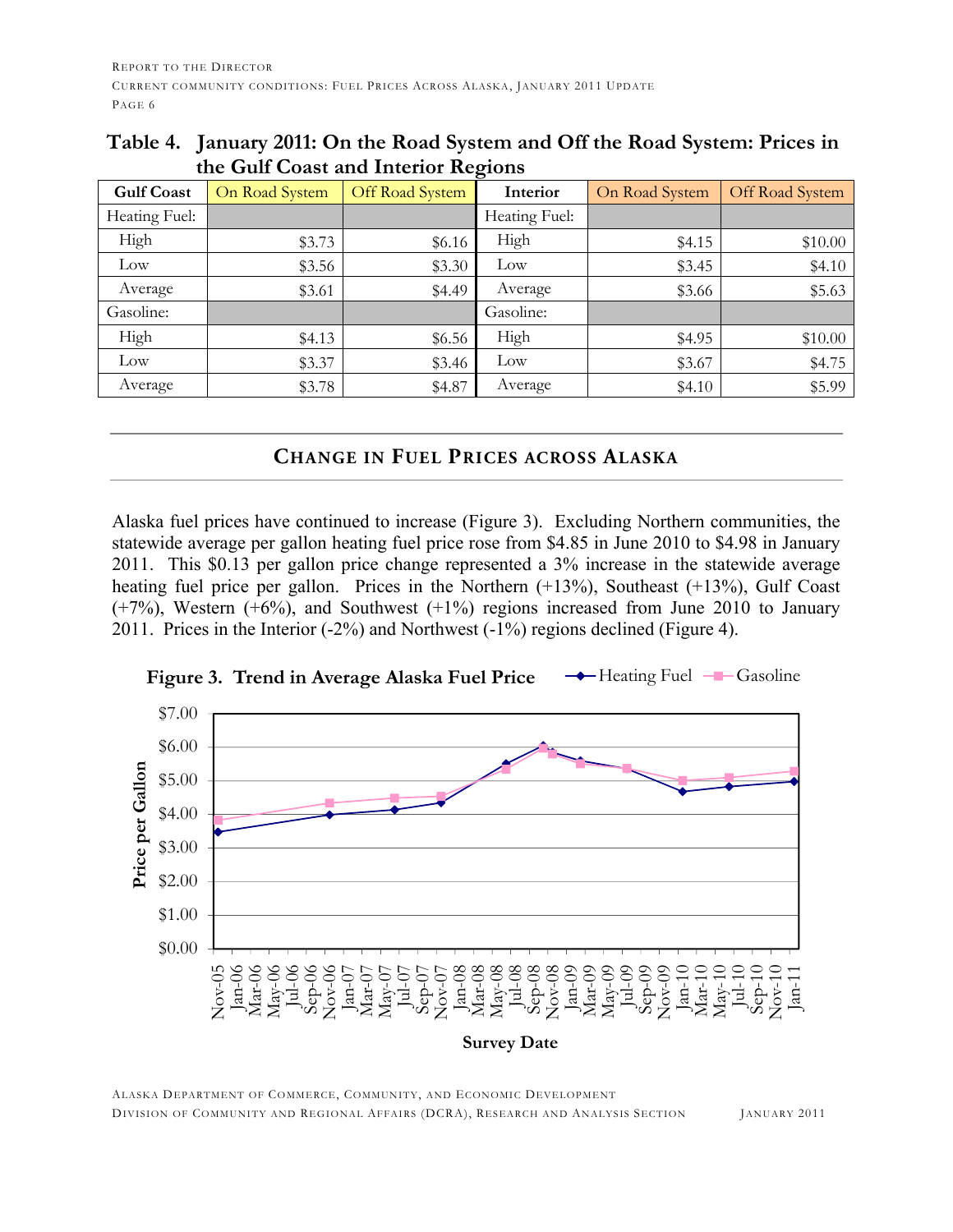**Table 4. January 2011: On the Road System and Off the Road System: Prices in the Gulf Coast and Interior Regions**

| Gulf Coast | On Road System | Off Road System | Interior | On Road System | Off Road System |
|---|---|---|---|---|---|
| Heating Fuel: | | | Heating Fuel: | | |
| High | $3.73 | $6.16 | High | $4.15 | $10.00 |
| Low | $3.56 | $3.30 | Low | $3.45 | $4.10 |
| Average | $3.61 | $4.49 | Average | $3.66 | $5.63 |
| Gasoline: | | | Gasoline: | | |
| High | $4.13 | $6.56 | High | $4.95 | $10.00 |
| Low | $3.37 | $3.46 | Low | $3.67 | $4.75 |
| Average | $3.78 | $4.87 | Average | $4.10 | $5.99 |

## Change in Fuel Prices across Alaska

Alaska fuel prices have continued to increase (Figure 3). Excluding Northern communities, the statewide average per gallon heating fuel price rose from $4.85 in June 2010 to $4.98 in January 2011. This $0.13 per gallon price change represented a 3% increase in the statewide average heating fuel price per gallon. Prices in the Northern (+13%), Southeast (+13%), Gulf Coast (+7%), Western (+6%), and Southwest (+1%) regions increased from June 2010 to January 2011. Prices in the Interior (-2%) and Northwest (-1%) regions declined (Figure 4).

**Figure 3. Trend in Average Alaska Fuel Price**

Legend: Heating Fuel, Gasoline

Y-axis: Price per Gallon ($0.00 – $7.00)

X-axis: Survey Date (Nov-05 – Jan-11)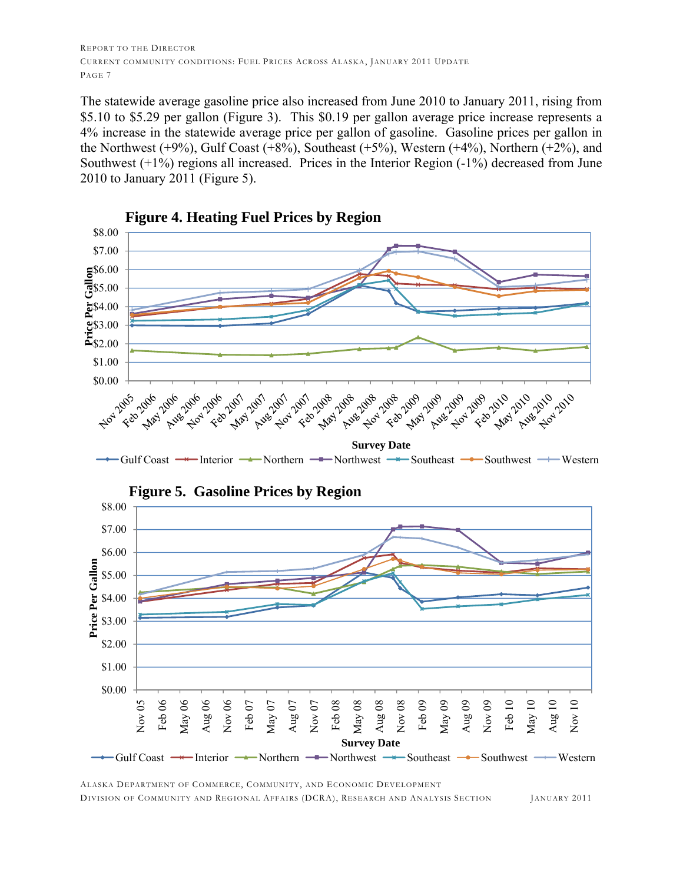The statewide average gasoline price also increased from June 2010 to January 2011, rising from \$5.10 to \$5.29 per gallon (Figure 3). This \$0.19 per gallon average price increase represents a 4% increase in the statewide average price per gallon of gasoline. Gasoline prices per gallon in the Northwest (+9%), Gulf Coast (+8%), Southeast (+5%), Western (+4%), Northern (+2%), and Southwest (+1%) regions all increased. Prices in the Interior Region (-1%) decreased from June 2010 to January 2011 (Figure 5).

**Figure 4. Heating Fuel Prices by Region**

**Figure 5. Gasoline Prices by Region**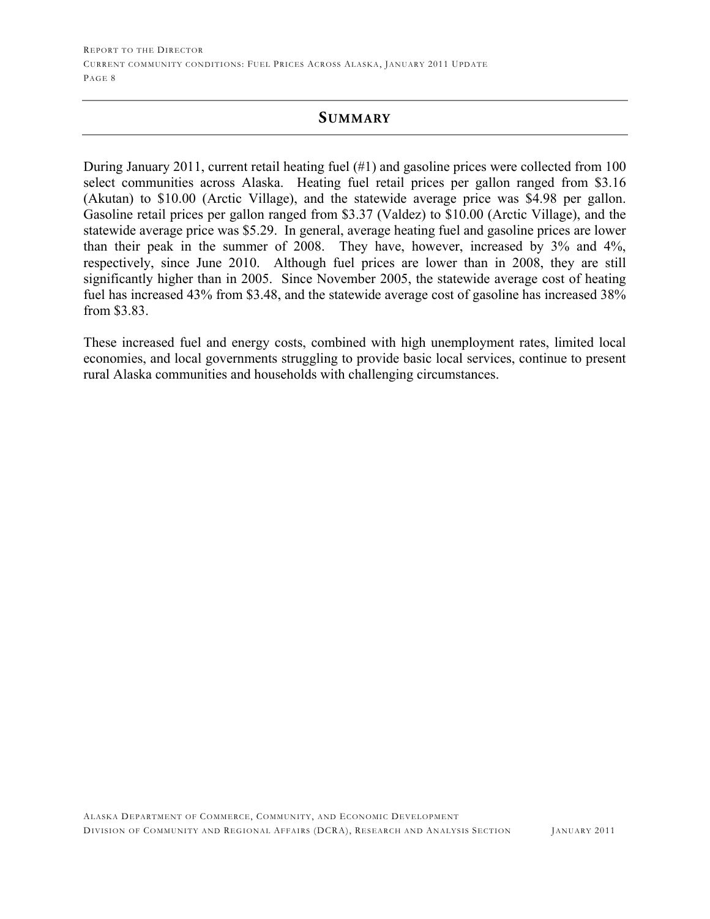## Summary

During January 2011, current retail heating fuel (#1) and gasoline prices were collected from 100 select communities across Alaska. Heating fuel retail prices per gallon ranged from $3.16 (Akutan) to $10.00 (Arctic Village), and the statewide average price was $4.98 per gallon. Gasoline retail prices per gallon ranged from $3.37 (Valdez) to $10.00 (Arctic Village), and the statewide average price was $5.29. In general, average heating fuel and gasoline prices are lower than their peak in the summer of 2008. They have, however, increased by 3% and 4%, respectively, since June 2010. Although fuel prices are lower than in 2008, they are still significantly higher than in 2005. Since November 2005, the statewide average cost of heating fuel has increased 43% from $3.48, and the statewide average cost of gasoline has increased 38% from $3.83.

These increased fuel and energy costs, combined with high unemployment rates, limited local economies, and local governments struggling to provide basic local services, continue to present rural Alaska communities and households with challenging circumstances.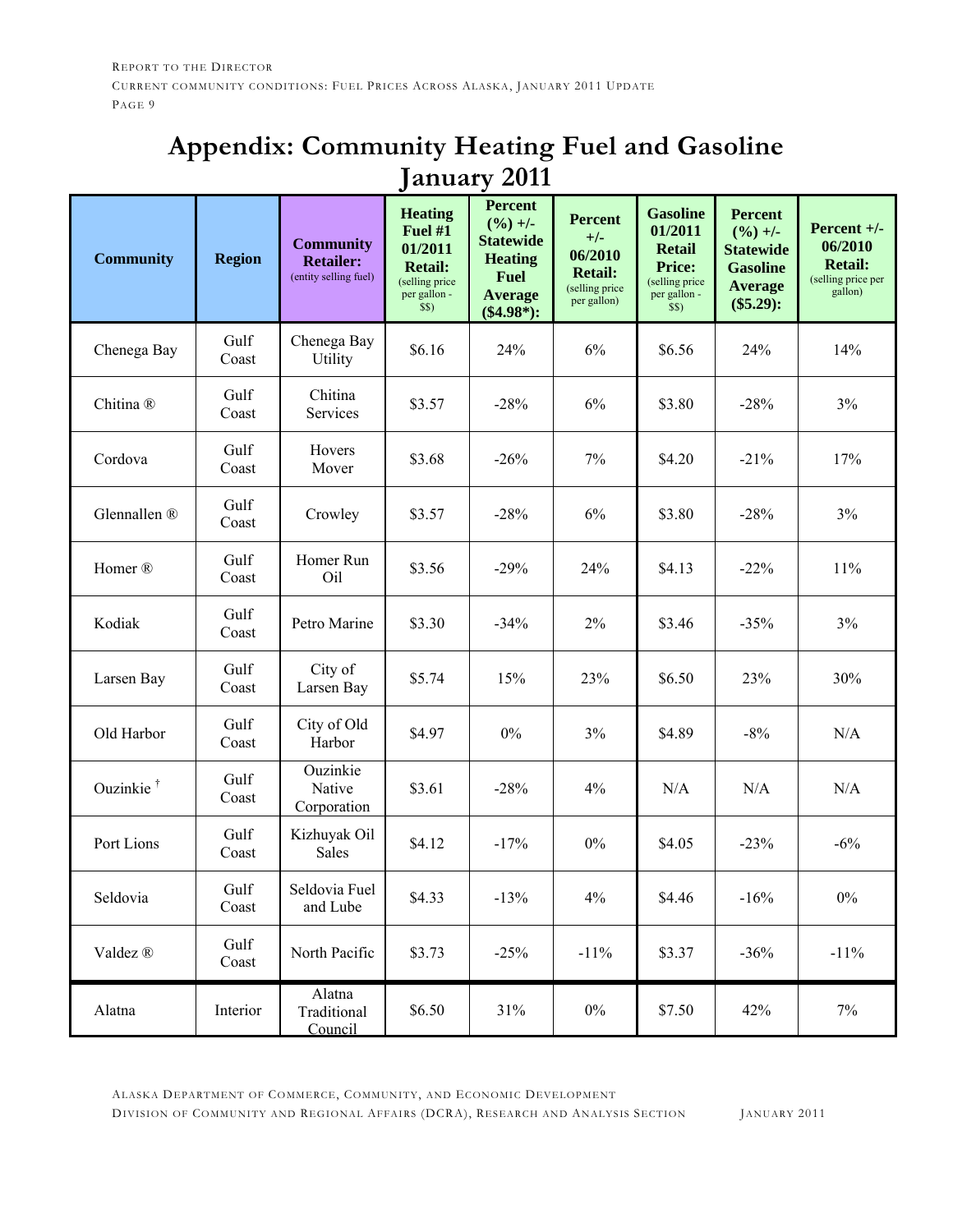# Appendix: Community Heating Fuel and Gasoline January 2011

| Community | Region | Community Retailer: (entity selling fuel) | Heating Fuel #1 01/2011 Retail: (selling price per gallon - $$) | Percent (%) +/- Statewide Heating Fuel Average ($4.98*): | Percent +/- 06/2010 Retail: (selling price per gallon) | Gasoline 01/2011 Retail Price: (selling price per gallon - $$) | Percent (%) +/- Statewide Gasoline Average ($5.29): | Percent +/- 06/2010 Retail: (selling price per gallon) |
|---|---|---|---|---|---|---|---|---|
| Chenega Bay | Gulf Coast | Chenega Bay Utility | $6.16 | 24% | 6% | $6.56 | 24% | 14% |
| Chitina ® | Gulf Coast | Chitina Services | $3.57 | -28% | 6% | $3.80 | -28% | 3% |
| Cordova | Gulf Coast | Hovers Mover | $3.68 | -26% | 7% | $4.20 | -21% | 17% |
| Glennallen ® | Gulf Coast | Crowley | $3.57 | -28% | 6% | $3.80 | -28% | 3% |
| Homer ® | Gulf Coast | Homer Run Oil | $3.56 | -29% | 24% | $4.13 | -22% | 11% |
| Kodiak | Gulf Coast | Petro Marine | $3.30 | -34% | 2% | $3.46 | -35% | 3% |
| Larsen Bay | Gulf Coast | City of Larsen Bay | $5.74 | 15% | 23% | $6.50 | 23% | 30% |
| Old Harbor | Gulf Coast | City of Old Harbor | $4.97 | 0% | 3% | $4.89 | -8% | N/A |
| Ouzinkie † | Gulf Coast | Ouzinkie Native Corporation | $3.61 | -28% | 4% | N/A | N/A | N/A |
| Port Lions | Gulf Coast | Kizhuyak Oil Sales | $4.12 | -17% | 0% | $4.05 | -23% | -6% |
| Seldovia | Gulf Coast | Seldovia Fuel and Lube | $4.33 | -13% | 4% | $4.46 | -16% | 0% |
| Valdez ® | Gulf Coast | North Pacific | $3.73 | -25% | -11% | $3.37 | -36% | -11% |
| Alatna | Interior | Alatna Traditional Council | $6.50 | 31% | 0% | $7.50 | 42% | 7% |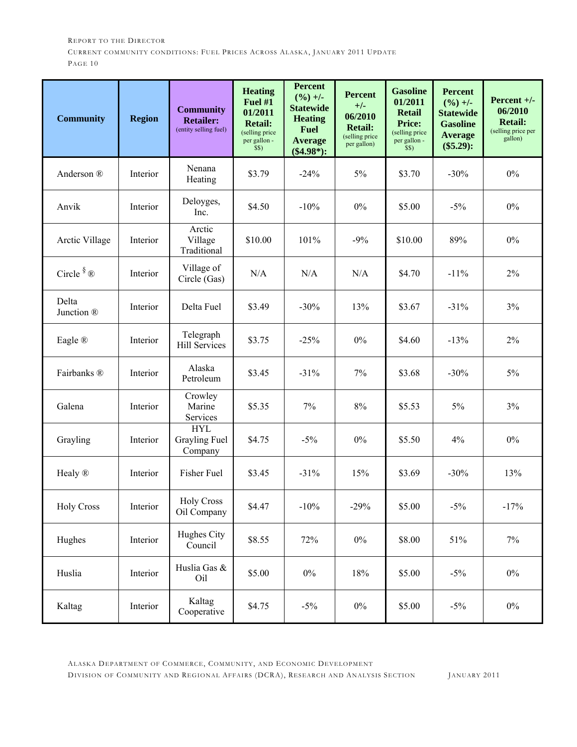| Community | Region | Community Retailer: (entity selling fuel) | Heating Fuel #1 01/2011 Retail: (selling price per gallon - $$) | Percent (%) +/- Statewide Heating Fuel Average ($4.98*): | Percent +/- 06/2010 Retail: (selling price per gallon) | Gasoline 01/2011 Retail Price: (selling price per gallon - $$) | Percent (%) +/- Statewide Gasoline Average ($5.29): | Percent +/- 06/2010 Retail: (selling price per gallon) |
|---|---|---|---|---|---|---|---|---|
| Anderson ® | Interior | Nenana Heating | $3.79 | -24% | 5% | $3.70 | -30% | 0% |
| Anvik | Interior | Deloyges, Inc. | $4.50 | -10% | 0% | $5.00 | -5% | 0% |
| Arctic Village | Interior | Arctic Village Traditional | $10.00 | 101% | -9% | $10.00 | 89% | 0% |
| Circle § ® | Interior | Village of Circle (Gas) | N/A | N/A | N/A | $4.70 | -11% | 2% |
| Delta Junction ® | Interior | Delta Fuel | $3.49 | -30% | 13% | $3.67 | -31% | 3% |
| Eagle ® | Interior | Telegraph Hill Services | $3.75 | -25% | 0% | $4.60 | -13% | 2% |
| Fairbanks ® | Interior | Alaska Petroleum | $3.45 | -31% | 7% | $3.68 | -30% | 5% |
| Galena | Interior | Crowley Marine Services | $5.35 | 7% | 8% | $5.53 | 5% | 3% |
| Grayling | Interior | HYL Grayling Fuel Company | $4.75 | -5% | 0% | $5.50 | 4% | 0% |
| Healy ® | Interior | Fisher Fuel | $3.45 | -31% | 15% | $3.69 | -30% | 13% |
| Holy Cross | Interior | Holy Cross Oil Company | $4.47 | -10% | -29% | $5.00 | -5% | -17% |
| Hughes | Interior | Hughes City Council | $8.55 | 72% | 0% | $8.00 | 51% | 7% |
| Huslia | Interior | Huslia Gas & Oil | $5.00 | 0% | 18% | $5.00 | -5% | 0% |
| Kaltag | Interior | Kaltag Cooperative | $4.75 | -5% | 0% | $5.00 | -5% | 0% |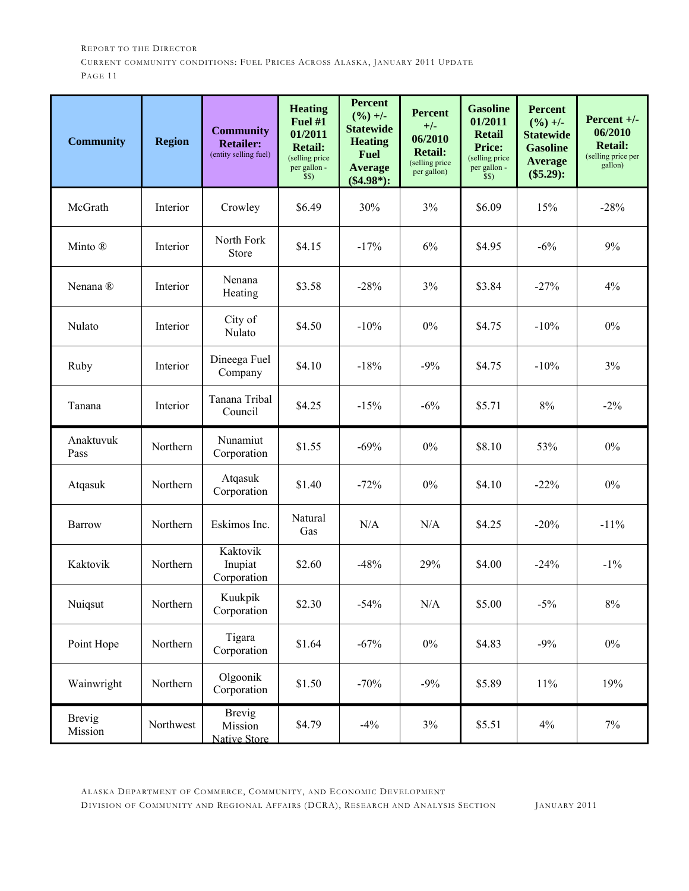| Community | Region | Community Retailer: (entity selling fuel) | Heating Fuel #1 01/2011 Retail: (selling price per gallon - $$) | Percent (%) +/- Statewide Heating Fuel Average ($4.98*): | Percent +/- 06/2010 Retail: (selling price per gallon) | Gasoline 01/2011 Retail Price: (selling price per gallon - $$) | Percent (%) +/- Statewide Gasoline Average ($5.29): | Percent +/- 06/2010 Retail: (selling price per gallon) |
|---|---|---|---|---|---|---|---|---|
| McGrath | Interior | Crowley | $6.49 | 30% | 3% | $6.09 | 15% | -28% |
| Minto ® | Interior | North Fork Store | $4.15 | -17% | 6% | $4.95 | -6% | 9% |
| Nenana ® | Interior | Nenana Heating | $3.58 | -28% | 3% | $3.84 | -27% | 4% |
| Nulato | Interior | City of Nulato | $4.50 | -10% | 0% | $4.75 | -10% | 0% |
| Ruby | Interior | Dineega Fuel Company | $4.10 | -18% | -9% | $4.75 | -10% | 3% |
| Tanana | Interior | Tanana Tribal Council | $4.25 | -15% | -6% | $5.71 | 8% | -2% |
| Anaktuvuk Pass | Northern | Nunamiut Corporation | $1.55 | -69% | 0% | $8.10 | 53% | 0% |
| Atqasuk | Northern | Atqasuk Corporation | $1.40 | -72% | 0% | $4.10 | -22% | 0% |
| Barrow | Northern | Eskimos Inc. | Natural Gas | N/A | N/A | $4.25 | -20% | -11% |
| Kaktovik | Northern | Kaktovik Inupiat Corporation | $2.60 | -48% | 29% | $4.00 | -24% | -1% |
| Nuiqsut | Northern | Kuukpik Corporation | $2.30 | -54% | N/A | $5.00 | -5% | 8% |
| Point Hope | Northern | Tigara Corporation | $1.64 | -67% | 0% | $4.83 | -9% | 0% |
| Wainwright | Northern | Olgoonik Corporation | $1.50 | -70% | -9% | $5.89 | 11% | 19% |
| Brevig Mission | Northwest | Brevig Mission Native Store | $4.79 | -4% | 3% | $5.51 | 4% | 7% |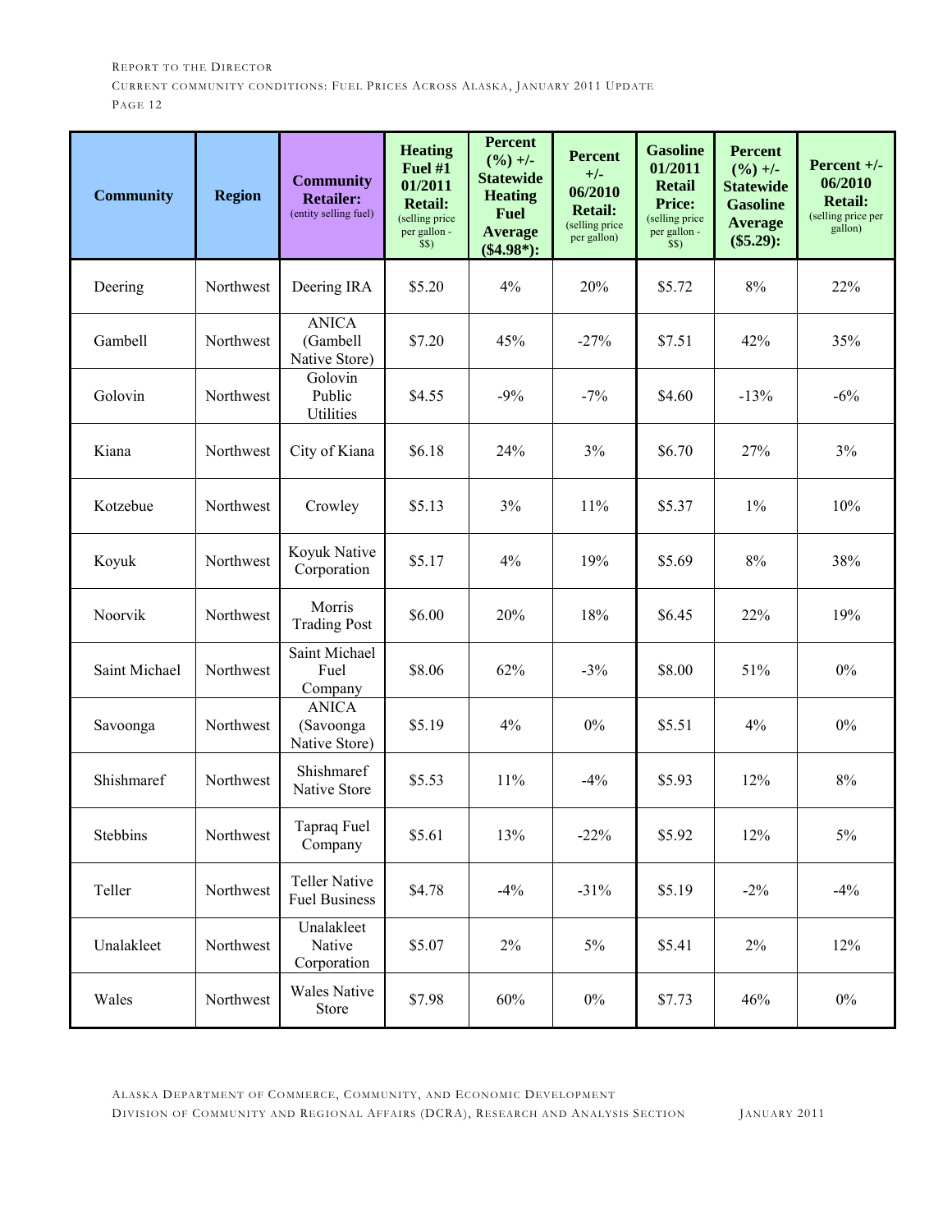| Community | Region | Community Retailer: (entity selling fuel) | Heating Fuel #1 01/2011 Retail: (selling price per gallon - $$) | Percent (%) +/- Statewide Heating Fuel Average ($4.98*): | Percent +/- 06/2010 Retail: (selling price per gallon) | Gasoline 01/2011 Retail Price: (selling price per gallon - $$) | Percent (%) +/- Statewide Gasoline Average ($5.29): | Percent +/- 06/2010 Retail: (selling price per gallon) |
|---|---|---|---|---|---|---|---|---|
| Deering | Northwest | Deering IRA | $5.20 | 4% | 20% | $5.72 | 8% | 22% |
| Gambell | Northwest | ANICA (Gambell Native Store) | $7.20 | 45% | -27% | $7.51 | 42% | 35% |
| Golovin | Northwest | Golovin Public Utilities | $4.55 | -9% | -7% | $4.60 | -13% | -6% |
| Kiana | Northwest | City of Kiana | $6.18 | 24% | 3% | $6.70 | 27% | 3% |
| Kotzebue | Northwest | Crowley | $5.13 | 3% | 11% | $5.37 | 1% | 10% |
| Koyuk | Northwest | Koyuk Native Corporation | $5.17 | 4% | 19% | $5.69 | 8% | 38% |
| Noorvik | Northwest | Morris Trading Post | $6.00 | 20% | 18% | $6.45 | 22% | 19% |
| Saint Michael | Northwest | Saint Michael Fuel Company | $8.06 | 62% | -3% | $8.00 | 51% | 0% |
| Savoonga | Northwest | ANICA (Savoonga Native Store) | $5.19 | 4% | 0% | $5.51 | 4% | 0% |
| Shishmaref | Northwest | Shishmaref Native Store | $5.53 | 11% | -4% | $5.93 | 12% | 8% |
| Stebbins | Northwest | Tapraq Fuel Company | $5.61 | 13% | -22% | $5.92 | 12% | 5% |
| Teller | Northwest | Teller Native Fuel Business | $4.78 | -4% | -31% | $5.19 | -2% | -4% |
| Unalakleet | Northwest | Unalakleet Native Corporation | $5.07 | 2% | 5% | $5.41 | 2% | 12% |
| Wales | Northwest | Wales Native Store | $7.98 | 60% | 0% | $7.73 | 46% | 0% |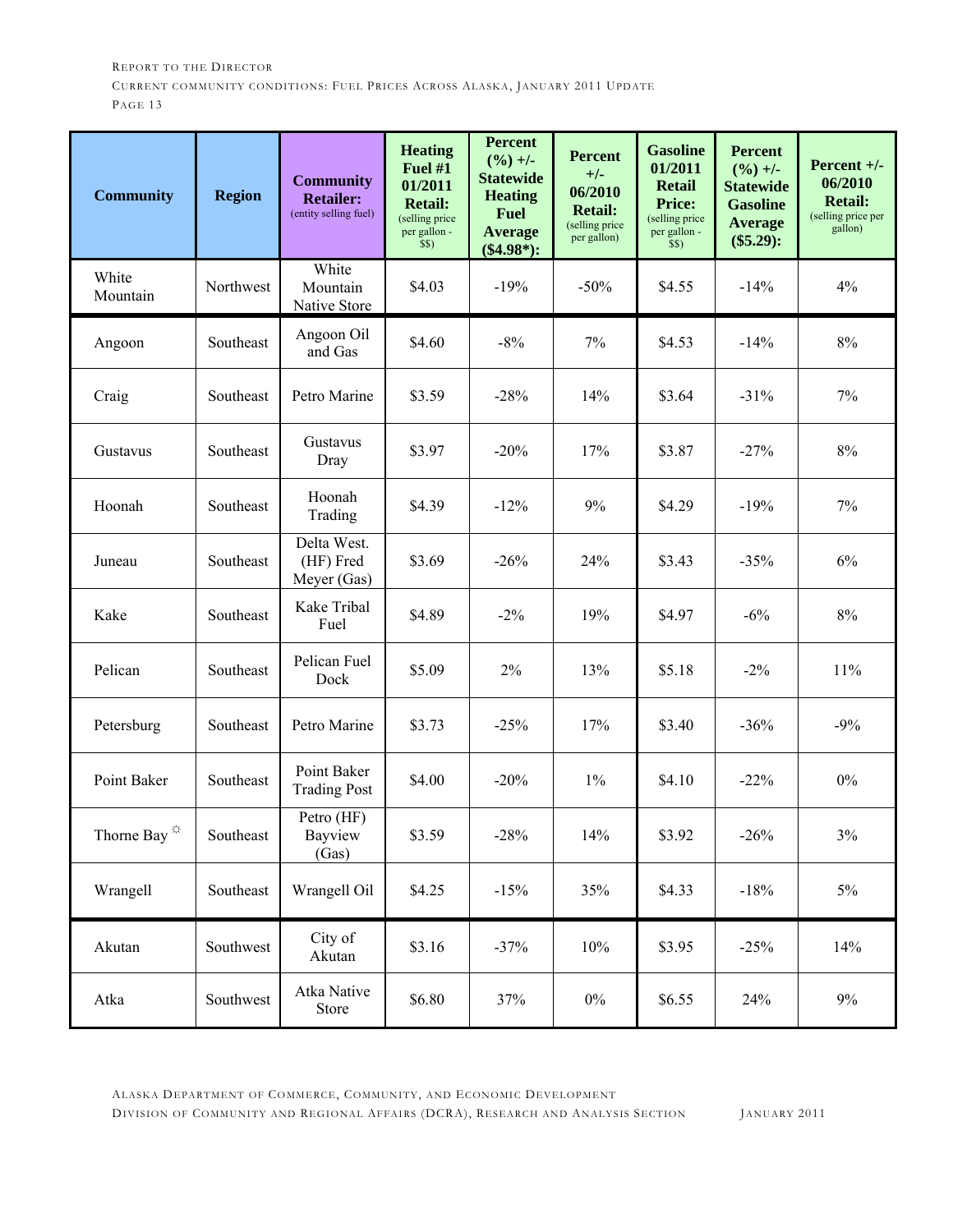| Community | Region | Community Retailer: (entity selling fuel) | Heating Fuel #1 01/2011 Retail: (selling price per gallon - $$) | Percent (%) +/- Statewide Heating Fuel Average ($4.98*): | Percent +/- 06/2010 Retail: (selling price per gallon) | Gasoline 01/2011 Retail Price: (selling price per gallon - $$) | Percent (%) +/- Statewide Gasoline Average ($5.29): | Percent +/- 06/2010 Retail: (selling price per gallon) |
|---|---|---|---|---|---|---|---|---|
| White Mountain | Northwest | White Mountain Native Store | $4.03 | -19% | -50% | $4.55 | -14% | 4% |
| Angoon | Southeast | Angoon Oil and Gas | $4.60 | -8% | 7% | $4.53 | -14% | 8% |
| Craig | Southeast | Petro Marine | $3.59 | -28% | 14% | $3.64 | -31% | 7% |
| Gustavus | Southeast | Gustavus Dray | $3.97 | -20% | 17% | $3.87 | -27% | 8% |
| Hoonah | Southeast | Hoonah Trading | $4.39 | -12% | 9% | $4.29 | -19% | 7% |
| Juneau | Southeast | Delta West. (HF) Fred Meyer (Gas) | $3.69 | -26% | 24% | $3.43 | -35% | 6% |
| Kake | Southeast | Kake Tribal Fuel | $4.89 | -2% | 19% | $4.97 | -6% | 8% |
| Pelican | Southeast | Pelican Fuel Dock | $5.09 | 2% | 13% | $5.18 | -2% | 11% |
| Petersburg | Southeast | Petro Marine | $3.73 | -25% | 17% | $3.40 | -36% | -9% |
| Point Baker | Southeast | Point Baker Trading Post | $4.00 | -20% | 1% | $4.10 | -22% | 0% |
| Thorne Bay ☼ | Southeast | Petro (HF) Bayview (Gas) | $3.59 | -28% | 14% | $3.92 | -26% | 3% |
| Wrangell | Southeast | Wrangell Oil | $4.25 | -15% | 35% | $4.33 | -18% | 5% |
| Akutan | Southwest | City of Akutan | $3.16 | -37% | 10% | $3.95 | -25% | 14% |
| Atka | Southwest | Atka Native Store | $6.80 | 37% | 0% | $6.55 | 24% | 9% |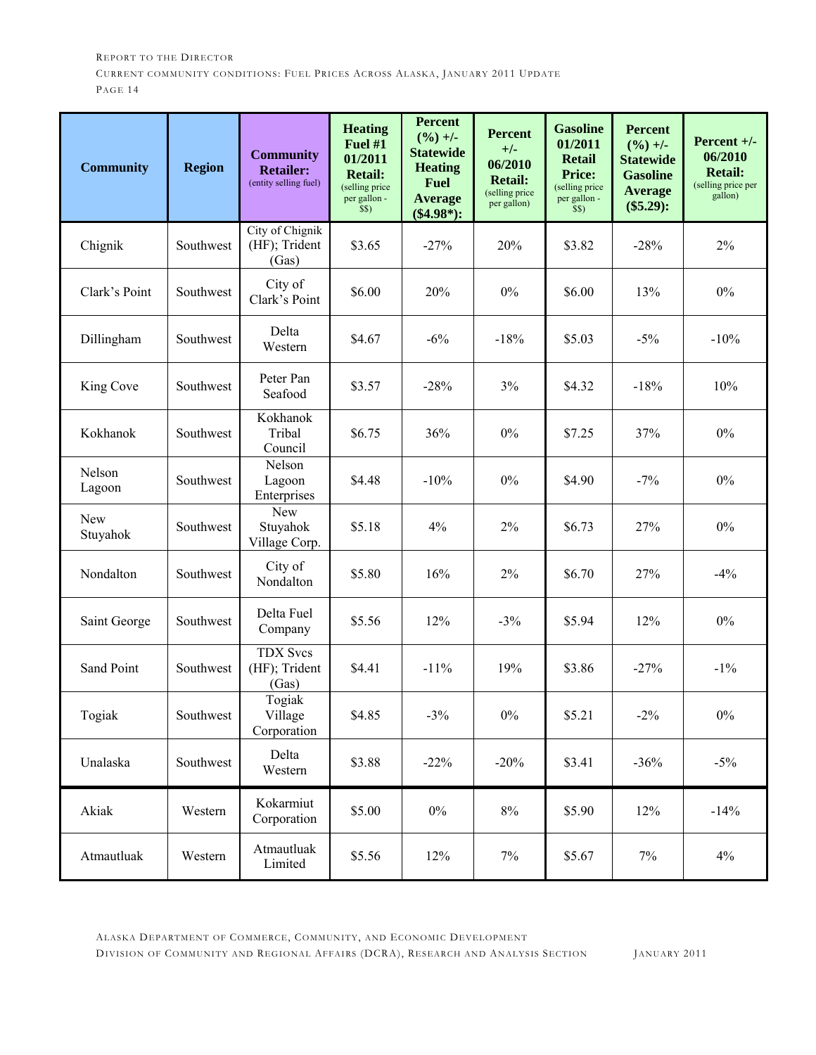| Community | Region | Community Retailer: (entity selling fuel) | Heating Fuel #1 01/2011 Retail: (selling price per gallon - $$) | Percent (%) +/- Statewide Heating Fuel Average ($4.98*): | Percent +/- 06/2010 Retail: (selling price per gallon) | Gasoline 01/2011 Retail Price: (selling price per gallon - $$) | Percent (%) +/- Statewide Gasoline Average ($5.29): | Percent +/- 06/2010 Retail: (selling price per gallon) |
|---|---|---|---|---|---|---|---|---|
| Chignik | Southwest | City of Chignik (HF); Trident (Gas) | $3.65 | -27% | 20% | $3.82 | -28% | 2% |
| Clark's Point | Southwest | City of Clark's Point | $6.00 | 20% | 0% | $6.00 | 13% | 0% |
| Dillingham | Southwest | Delta Western | $4.67 | -6% | -18% | $5.03 | -5% | -10% |
| King Cove | Southwest | Peter Pan Seafood | $3.57 | -28% | 3% | $4.32 | -18% | 10% |
| Kokhanok | Southwest | Kokhanok Tribal Council | $6.75 | 36% | 0% | $7.25 | 37% | 0% |
| Nelson Lagoon | Southwest | Nelson Lagoon Enterprises | $4.48 | -10% | 0% | $4.90 | -7% | 0% |
| New Stuyahok | Southwest | New Stuyahok Village Corp. | $5.18 | 4% | 2% | $6.73 | 27% | 0% |
| Nondalton | Southwest | City of Nondalton | $5.80 | 16% | 2% | $6.70 | 27% | -4% |
| Saint George | Southwest | Delta Fuel Company | $5.56 | 12% | -3% | $5.94 | 12% | 0% |
| Sand Point | Southwest | TDX Svcs (HF); Trident (Gas) | $4.41 | -11% | 19% | $3.86 | -27% | -1% |
| Togiak | Southwest | Togiak Village Corporation | $4.85 | -3% | 0% | $5.21 | -2% | 0% |
| Unalaska | Southwest | Delta Western | $3.88 | -22% | -20% | $3.41 | -36% | -5% |
| Akiak | Western | Kokarmiut Corporation | $5.00 | 0% | 8% | $5.90 | 12% | -14% |
| Atmautluak | Western | Atmautluak Limited | $5.56 | 12% | 7% | $5.67 | 7% | 4% |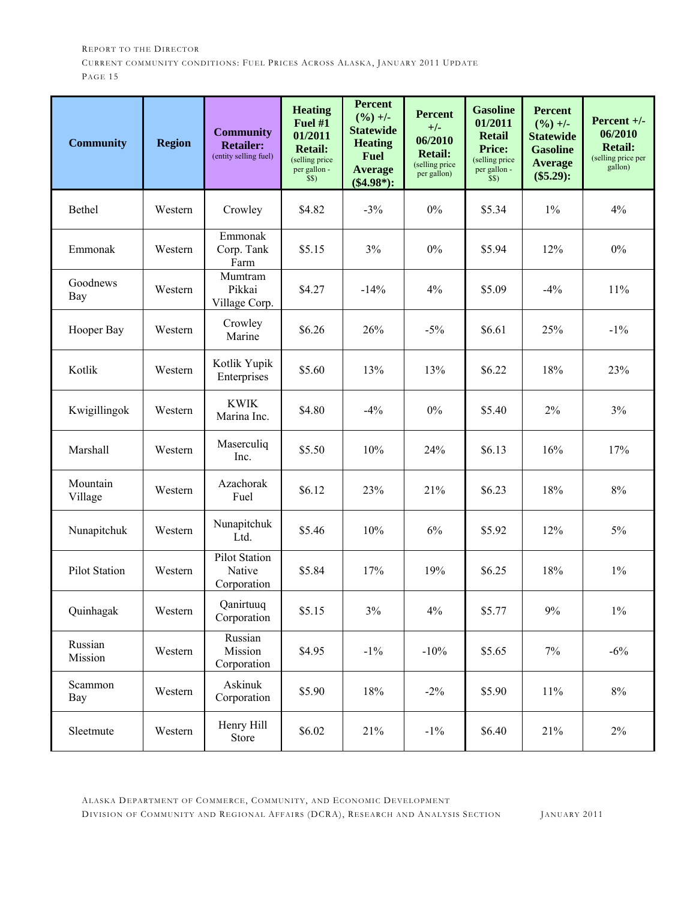| Community | Region | Community Retailer: (entity selling fuel) | Heating Fuel #1 01/2011 Retail: (selling price per gallon - $$) | Percent (%) +/- Statewide Heating Fuel Average ($4.98*): | Percent +/- 06/2010 Retail: (selling price per gallon) | Gasoline 01/2011 Retail Price: (selling price per gallon - $$) | Percent (%) +/- Statewide Gasoline Average ($5.29): | Percent +/- 06/2010 Retail: (selling price per gallon) |
|---|---|---|---|---|---|---|---|---|
| Bethel | Western | Crowley | $4.82 | -3% | 0% | $5.34 | 1% | 4% |
| Emmonak | Western | Emmonak Corp. Tank Farm | $5.15 | 3% | 0% | $5.94 | 12% | 0% |
| Goodnews Bay | Western | Mumtram Pikkai Village Corp. | $4.27 | -14% | 4% | $5.09 | -4% | 11% |
| Hooper Bay | Western | Crowley Marine | $6.26 | 26% | -5% | $6.61 | 25% | -1% |
| Kotlik | Western | Kotlik Yupik Enterprises | $5.60 | 13% | 13% | $6.22 | 18% | 23% |
| Kwigillingok | Western | KWIK Marina Inc. | $4.80 | -4% | 0% | $5.40 | 2% | 3% |
| Marshall | Western | Maserculiq Inc. | $5.50 | 10% | 24% | $6.13 | 16% | 17% |
| Mountain Village | Western | Azachorak Fuel | $6.12 | 23% | 21% | $6.23 | 18% | 8% |
| Nunapitchuk | Western | Nunapitchuk Ltd. | $5.46 | 10% | 6% | $5.92 | 12% | 5% |
| Pilot Station | Western | Pilot Station Native Corporation | $5.84 | 17% | 19% | $6.25 | 18% | 1% |
| Quinhagak | Western | Qanirtuuq Corporation | $5.15 | 3% | 4% | $5.77 | 9% | 1% |
| Russian Mission | Western | Russian Mission Corporation | $4.95 | -1% | -10% | $5.65 | 7% | -6% |
| Scammon Bay | Western | Askinuk Corporation | $5.90 | 18% | -2% | $5.90 | 11% | 8% |
| Sleetmute | Western | Henry Hill Store | $6.02 | 21% | -1% | $6.40 | 21% | 2% |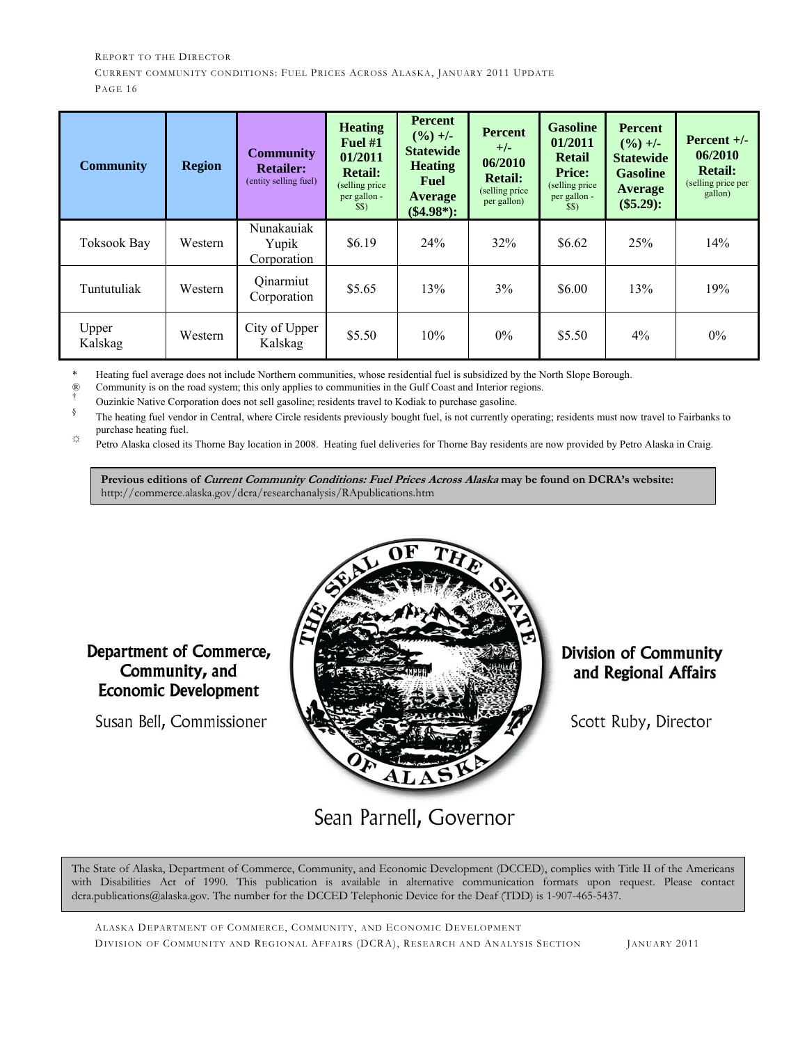| Community | Region | Community Retailer: (entity selling fuel) | Heating Fuel #1 01/2011 Retail: (selling price per gallon - $$) | Percent (%) +/- Statewide Heating Fuel Average ($4.98*): | Percent +/- 06/2010 Retail: (selling price per gallon) | Gasoline 01/2011 Retail Price: (selling price per gallon - $$) | Percent (%) +/- Statewide Gasoline Average ($5.29): | Percent +/- 06/2010 Retail: (selling price per gallon) |
|---|---|---|---|---|---|---|---|---|
| Toksook Bay | Western | Nunakauiak Yupik Corporation | $6.19 | 24% | 32% | $6.62 | 25% | 14% |
| Tuntutuliak | Western | Qinarmiut Corporation | $5.65 | 13% | 3% | $6.00 | 13% | 19% |
| Upper Kalskag | Western | City of Upper Kalskag | $5.50 | 10% | 0% | $5.50 | 4% | 0% |

\* Heating fuel average does not include Northern communities, whose residential fuel is subsidized by the North Slope Borough.

® Community is on the road system; this only applies to communities in the Gulf Coast and Interior regions.

† Ouzinkie Native Corporation does not sell gasoline; residents travel to Kodiak to purchase gasoline.

§ The heating fuel vendor in Central, where Circle residents previously bought fuel, is not currently operating; residents must now travel to Fairbanks to purchase heating fuel.

☼ Petro Alaska closed its Thorne Bay location in 2008. Heating fuel deliveries for Thorne Bay residents are now provided by Petro Alaska in Craig.

**Previous editions of *Current Community Conditions: Fuel Prices Across Alaska* may be found on DCRA's website:** http://commerce.alaska.gov/dcra/researchanalysis/RApublications.htm

**Department of Commerce, Community, and Economic Development**

Susan Bell, Commissioner

**Division of Community and Regional Affairs**

Scott Ruby, Director

Sean Parnell, Governor

The State of Alaska, Department of Commerce, Community, and Economic Development (DCCED), complies with Title II of the Americans with Disabilities Act of 1990. This publication is available in alternative communication formats upon request. Please contact dcra.publications@alaska.gov. The number for the DCCED Telephonic Device for the Deaf (TDD) is 1-907-465-5437.